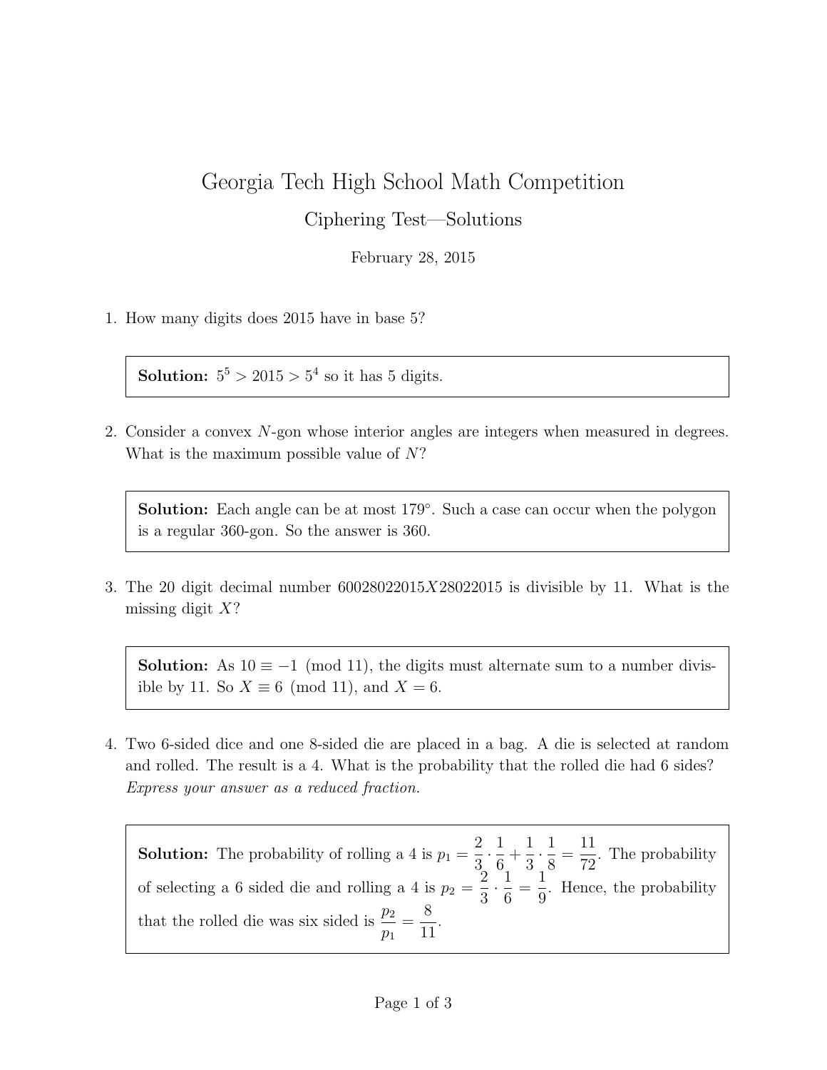# Georgia Tech High School Math Competition

## Ciphering Test—Solutions

February 28, 2015

1. How many digits does 2015 have in base 5?

   > **Solution:** $5^5 > 2015 > 5^4$ so it has 5 digits.

2. Consider a convex $N$-gon whose interior angles are integers when measured in degrees. What is the maximum possible value of $N$?

   > **Solution:** Each angle can be at most $179°$. Such a case can occur when the polygon is a regular 360-gon. So the answer is 360.

3. The 20 digit decimal number $60028022015X28022015$ is divisible by 11. What is the missing digit $X$?

   > **Solution:** As $10 \equiv -1 \pmod{11}$, the digits must alternate sum to a number divisible by 11. So $X \equiv 6 \pmod{11}$, and $X = 6$.

4. Two 6-sided dice and one 8-sided die are placed in a bag. A die is selected at random and rolled. The result is a 4. What is the probability that the rolled die had 6 sides? *Express your answer as a reduced fraction.*

   > **Solution:** The probability of rolling a 4 is $p_1 = \frac{2}{3} \cdot \frac{1}{6} + \frac{1}{3} \cdot \frac{1}{8} = \frac{11}{72}$. The probability of selecting a 6 sided die and rolling a 4 is $p_2 = \frac{2}{3} \cdot \frac{1}{6} = \frac{1}{9}$. Hence, the probability that the rolled die was six sided is $\frac{p_2}{p_1} = \frac{8}{11}$.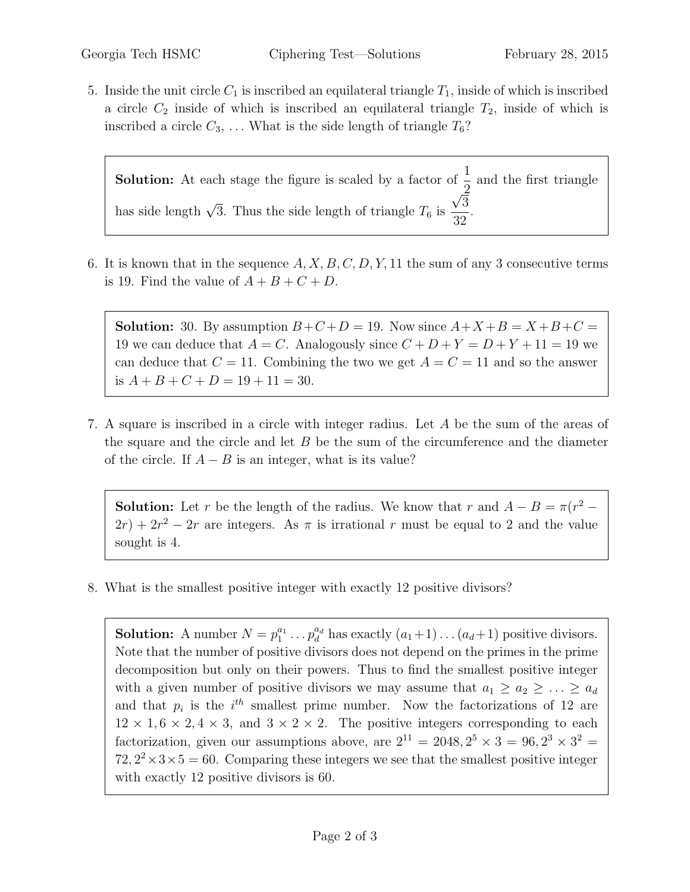5. Inside the unit circle $C_1$ is inscribed an equilateral triangle $T_1$, inside of which is inscribed a circle $C_2$ inside of which is inscribed an equilateral triangle $T_2$, inside of which is inscribed a circle $C_3$, ... What is the side length of triangle $T_6$?

> **Solution:** At each stage the figure is scaled by a factor of $\frac{1}{2}$ and the first triangle has side length $\sqrt{3}$. Thus the side length of triangle $T_6$ is $\frac{\sqrt{3}}{32}$.

6. It is known that in the sequence $A, X, B, C, D, Y, 11$ the sum of any 3 consecutive terms is 19. Find the value of $A + B + C + D$.

> **Solution:** 30. By assumption $B+C+D = 19$. Now since $A+X+B = X+B+C = 19$ we can deduce that $A = C$. Analogously since $C + D + Y = D + Y + 11 = 19$ we can deduce that $C = 11$. Combining the two we get $A = C = 11$ and so the answer is $A + B + C + D = 19 + 11 = 30$.

7. A square is inscribed in a circle with integer radius. Let $A$ be the sum of the areas of the square and the circle and let $B$ be the sum of the circumference and the diameter of the circle. If $A - B$ is an integer, what is its value?

> **Solution:** Let $r$ be the length of the radius. We know that $r$ and $A - B = \pi(r^2 - 2r) + 2r^2 - 2r$ are integers. As $\pi$ is irrational $r$ must be equal to 2 and the value sought is 4.

8. What is the smallest positive integer with exactly 12 positive divisors?

> **Solution:** A number $N = p_1^{a_1} \dots p_d^{a_d}$ has exactly $(a_1+1)\dots(a_d+1)$ positive divisors. Note that the number of positive divisors does not depend on the primes in the prime decomposition but only on their powers. Thus to find the smallest positive integer with a given number of positive divisors we may assume that $a_1 \geq a_2 \geq \dots \geq a_d$ and that $p_i$ is the $i^{th}$ smallest prime number. Now the factorizations of 12 are $12 \times 1, 6 \times 2, 4 \times 3$, and $3 \times 2 \times 2$. The positive integers corresponding to each factorization, given our assumptions above, are $2^{11} = 2048, 2^5 \times 3 = 96, 2^3 \times 3^2 = 72, 2^2 \times 3 \times 5 = 60$. Comparing these integers we see that the smallest positive integer with exactly 12 positive divisors is 60.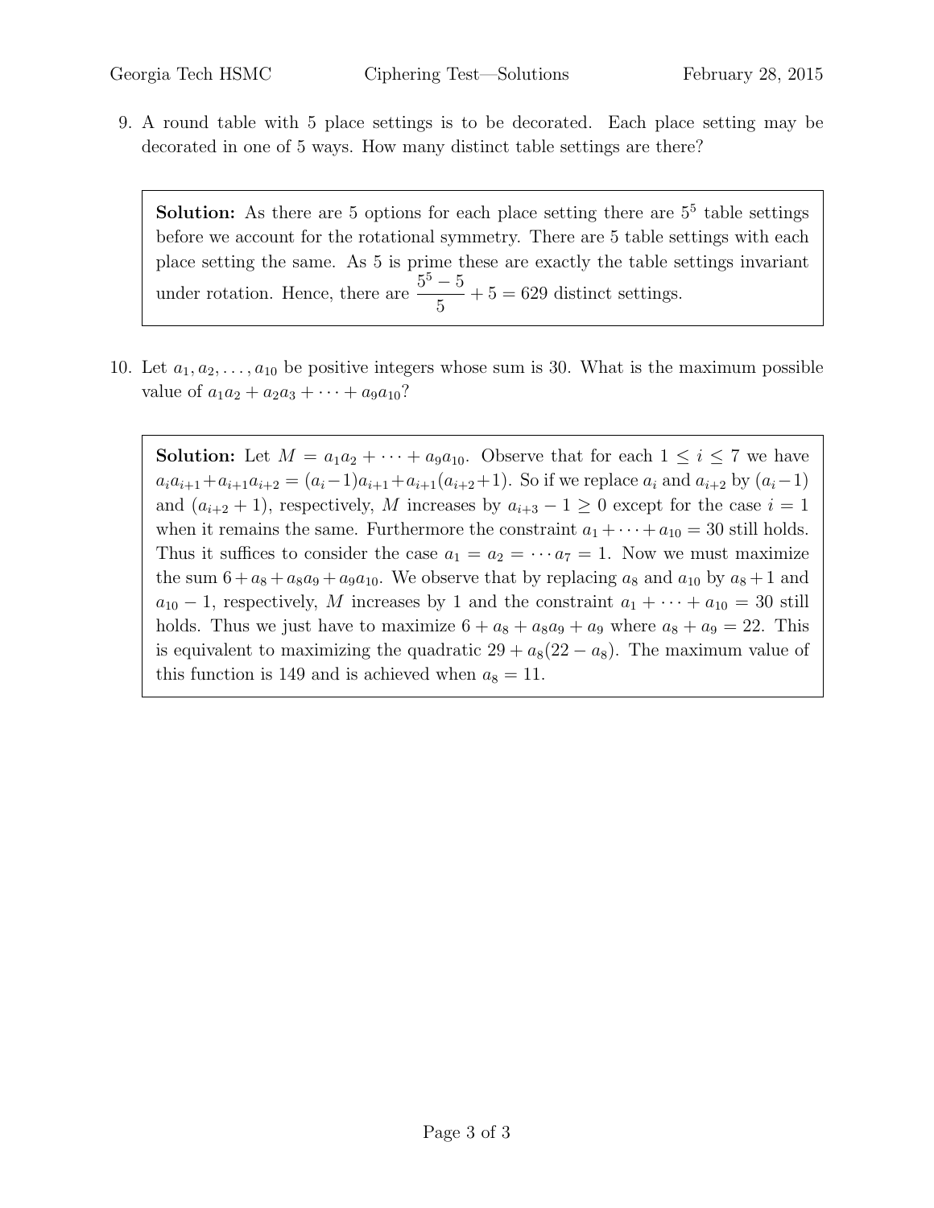9. A round table with 5 place settings is to be decorated. Each place setting may be decorated in one of 5 ways. How many distinct table settings are there?

> **Solution:** As there are 5 options for each place setting there are $5^5$ table settings before we account for the rotational symmetry. There are 5 table settings with each place setting the same. As 5 is prime these are exactly the table settings invariant under rotation. Hence, there are $\dfrac{5^5-5}{5}+5 = 629$ distinct settings.

10. Let $a_1, a_2, \ldots, a_{10}$ be positive integers whose sum is 30. What is the maximum possible value of $a_1a_2 + a_2a_3 + \cdots + a_9a_{10}$?

> **Solution:** Let $M = a_1a_2 + \cdots + a_9a_{10}$. Observe that for each $1 \le i \le 7$ we have $a_ia_{i+1} + a_{i+1}a_{i+2} = (a_i - 1)a_{i+1} + a_{i+1}(a_{i+2}+1)$. So if we replace $a_i$ and $a_{i+2}$ by $(a_i - 1)$ and $(a_{i+2}+1)$, respectively, $M$ increases by $a_{i+3} - 1 \ge 0$ except for the case $i = 1$ when it remains the same. Furthermore the constraint $a_1 + \cdots + a_{10} = 30$ still holds. Thus it suffices to consider the case $a_1 = a_2 = \cdots a_7 = 1$. Now we must maximize the sum $6 + a_8 + a_8a_9 + a_9a_{10}$. We observe that by replacing $a_8$ and $a_{10}$ by $a_8 + 1$ and $a_{10} - 1$, respectively, $M$ increases by 1 and the constraint $a_1 + \cdots + a_{10} = 30$ still holds. Thus we just have to maximize $6 + a_8 + a_8a_9 + a_9$ where $a_8 + a_9 = 22$. This is equivalent to maximizing the quadratic $29 + a_8(22 - a_8)$. The maximum value of this function is 149 and is achieved when $a_8 = 11$.